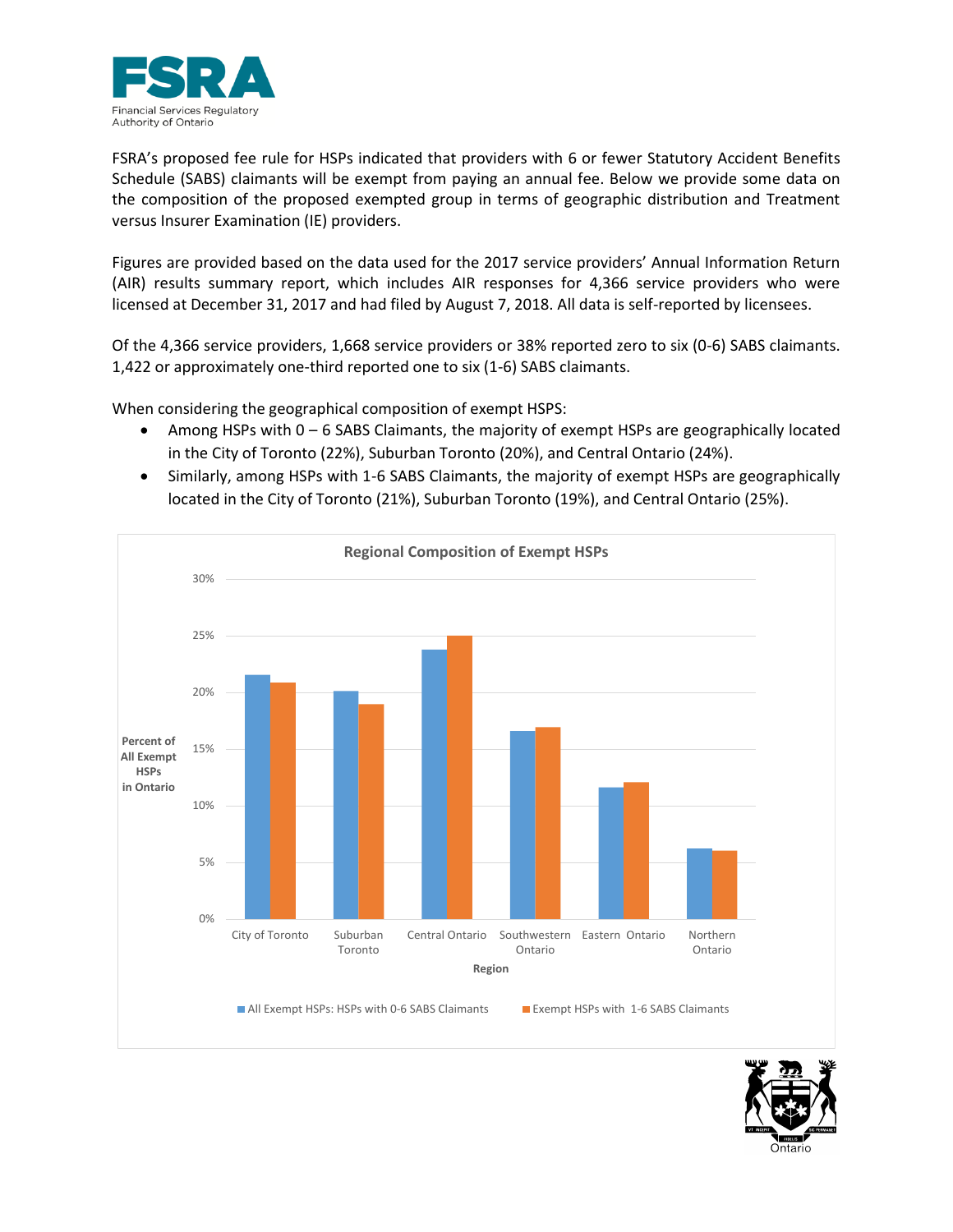FSRA's proposed fee rule for HSPs indicated that providers with 6 or fewer Statutory Accident Benefits Schedule (SABS) claimants will be exempt from paying an annual fee. Below we provide some data on the composition of the proposed exempted group in terms of geographic distribution and Treatment versus Insurer Examination (IE) providers.

Figures are provided based on the data used for the 2017 service providers' Annual Information Return (AIR) results summary report, which includes AIR responses for 4,366 service providers who were licensed at December 31, 2017 and had filed by August 7, 2018. All data is self-reported by licensees.

Of the 4,366 service providers, 1,668 service providers or 38% reported zero to six (0-6) SABS claimants. 1,422 or approximately one-third reported one to six (1-6) SABS claimants.

When considering the geographical composition of exempt HSPS:

- Among HSPs with 0 – 6 SABS Claimants, the majority of exempt HSPs are geographically located in the City of Toronto (22%), Suburban Toronto (20%), and Central Ontario (24%).
- Similarly, among HSPs with 1-6 SABS Claimants, the majority of exempt HSPs are geographically located in the City of Toronto (21%), Suburban Toronto (19%), and Central Ontario (25%).

**Regional Composition of Exempt HSPs**

Y-axis: Percent of All Exempt HSPs in Ontario (0%–30%); X-axis: Region

| Region | All Exempt HSPs: HSPs with 0-6 SABS Claimants | Exempt HSPs with 1-6 SABS Claimants |
|---|---|---|
| City of Toronto | ~21.6% | ~20.9% |
| Suburban Toronto | ~20.1% | ~19.0% |
| Central Ontario | ~23.8% | ~25.0% |
| Southwestern Ontario | ~16.6% | ~16.9% |
| Eastern Ontario | ~11.6% | ~12.1% |
| Northern Ontario | ~6.2% | ~6.0% |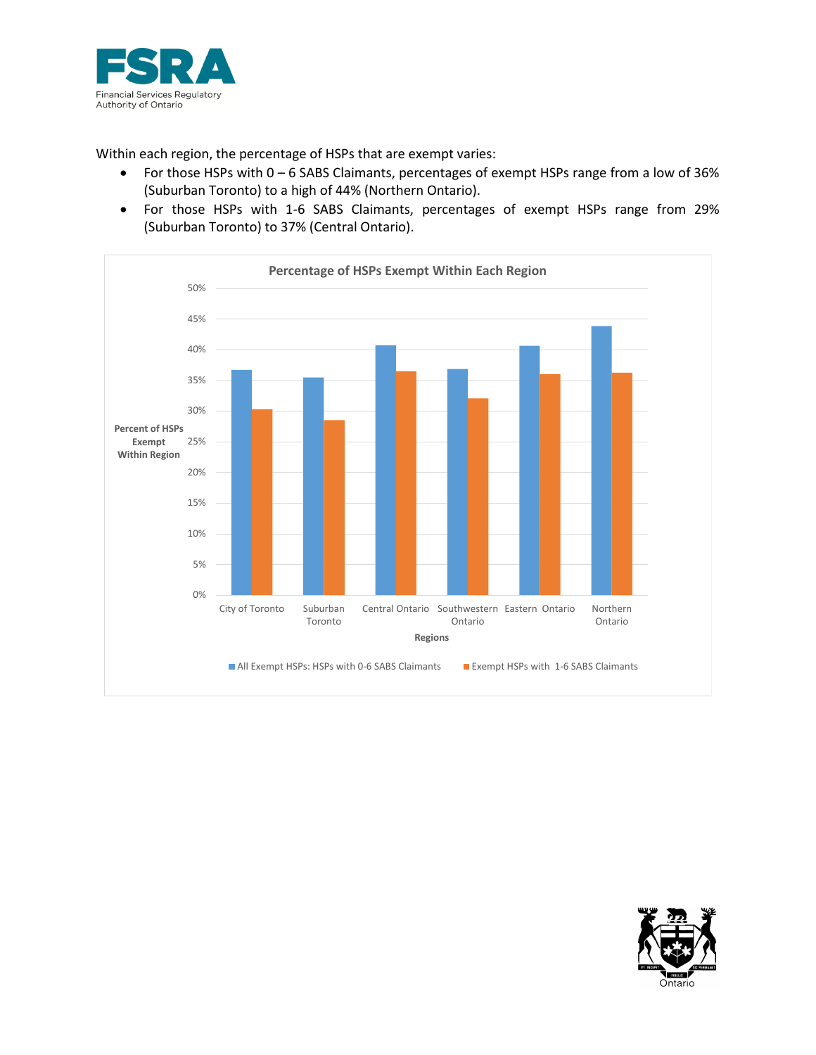Within each region, the percentage of HSPs that are exempt varies:

- For those HSPs with 0 – 6 SABS Claimants, percentages of exempt HSPs range from a low of 36% (Suburban Toronto) to a high of 44% (Northern Ontario).
- For those HSPs with 1-6 SABS Claimants, percentages of exempt HSPs range from 29% (Suburban Toronto) to 37% (Central Ontario).

**Percentage of HSPs Exempt Within Each Region**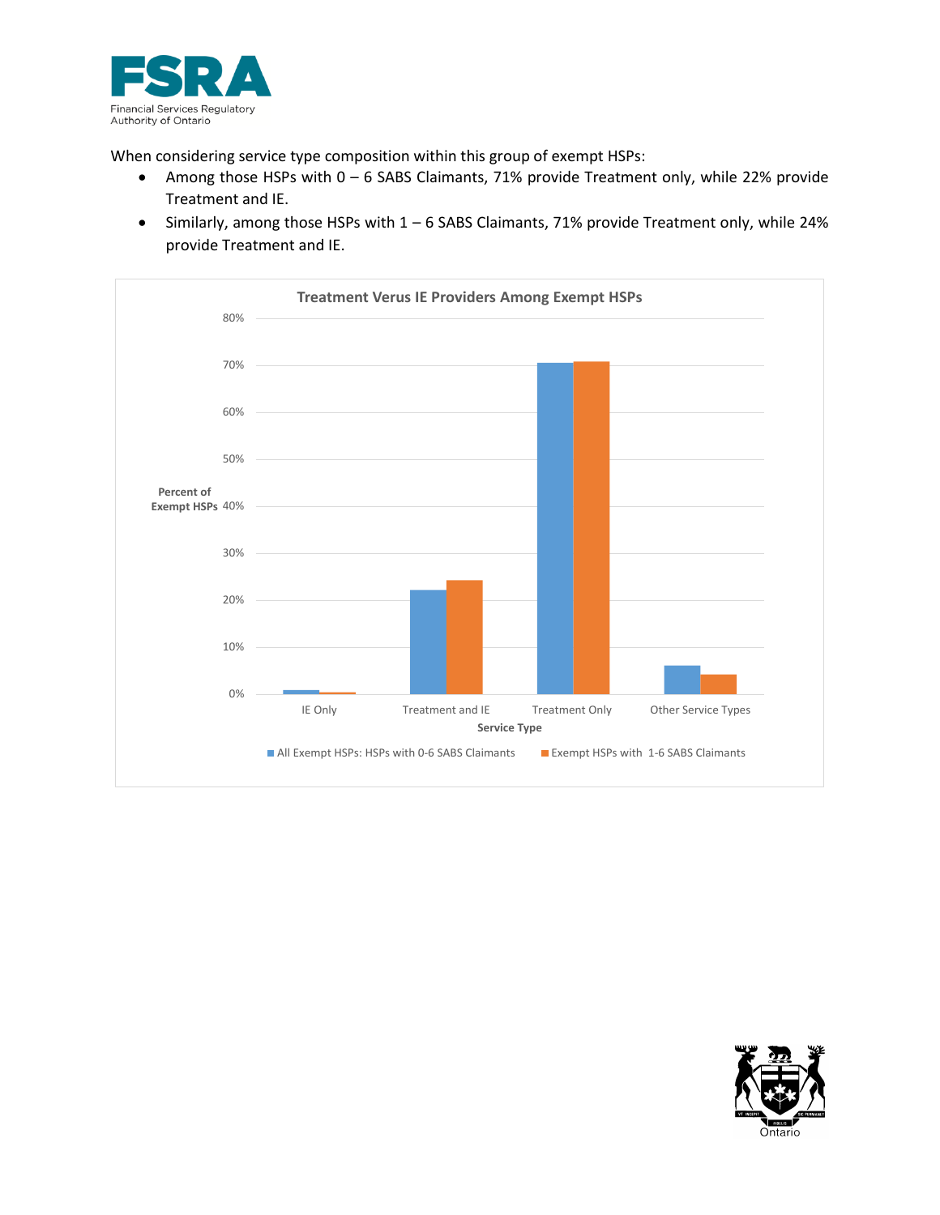When considering service type composition within this group of exempt HSPs:

- Among those HSPs with 0 – 6 SABS Claimants, 71% provide Treatment only, while 22% provide Treatment and IE.
- Similarly, among those HSPs with 1 – 6 SABS Claimants, 71% provide Treatment only, while 24% provide Treatment and IE.

Treatment Verus IE Providers Among Exempt HSPs

Percent of Exempt HSPs

80%
70%
60%
50%
40%
30%
20%
10%
0%

IE Only
Treatment and IE
Treatment Only
Other Service Types

Service Type

All Exempt HSPs: HSPs with 0-6 SABS Claimants
Exempt HSPs with 1-6 SABS Claimants